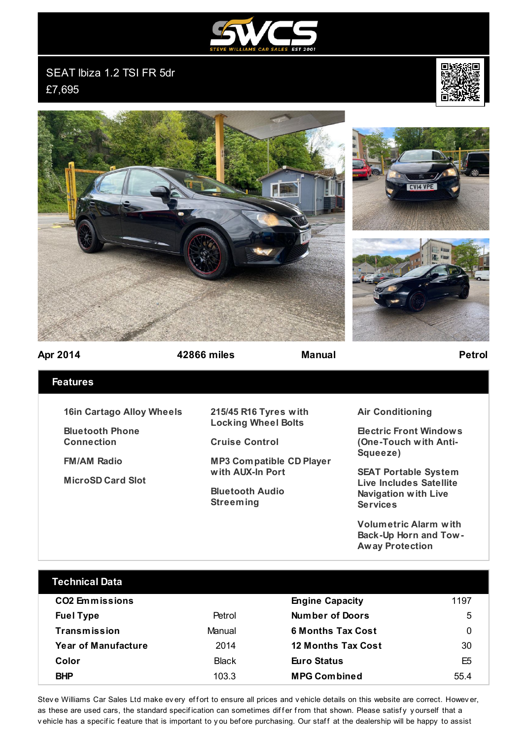SWCS
STEVE WILLIAMS CAR SALES EST 2001

# SEAT Ibiza 1.2 TSI FR 5dr

£7,695

**Apr 2014** | **42866 miles** | **Manual** | **Petrol**

## Features

- 16in Cartago Alloy Wheels
- Bluetooth Phone Connection
- FM/AM Radio
- MicroSD Card Slot
- 215/45 R16 Tyres with Locking Wheel Bolts
- Cruise Control
- MP3 Compatible CD Player with AUX-In Port
- Bluetooth Audio Streeming
- Air Conditioning
- Electric Front Windows (One-Touch with Anti-Squeeze)
- SEAT Portable System Live Includes Satellite Navigation with Live Services
- Volumetric Alarm with Back-Up Horn and Tow-Away Protection

## Technical Data

| | | | |
|---|---|---|---|
| **CO2 Emmissions** | | **Engine Capacity** | 1197 |
| **Fuel Type** | Petrol | **Number of Doors** | 5 |
| **Transmission** | Manual | **6 Months Tax Cost** | 0 |
| **Year of Manufacture** | 2014 | **12 Months Tax Cost** | 30 |
| **Color** | Black | **Euro Status** | E5 |
| **BHP** | 103.3 | **MPG Combined** | 55.4 |

Steve Williams Car Sales Ltd make every effort to ensure all prices and vehicle details on this website are correct. However, as these are used cars, the standard specification can sometimes differ from that shown. Please satisfy yourself that a vehicle has a specific feature that is important to you before purchasing. Our staff at the dealership will be happy to assist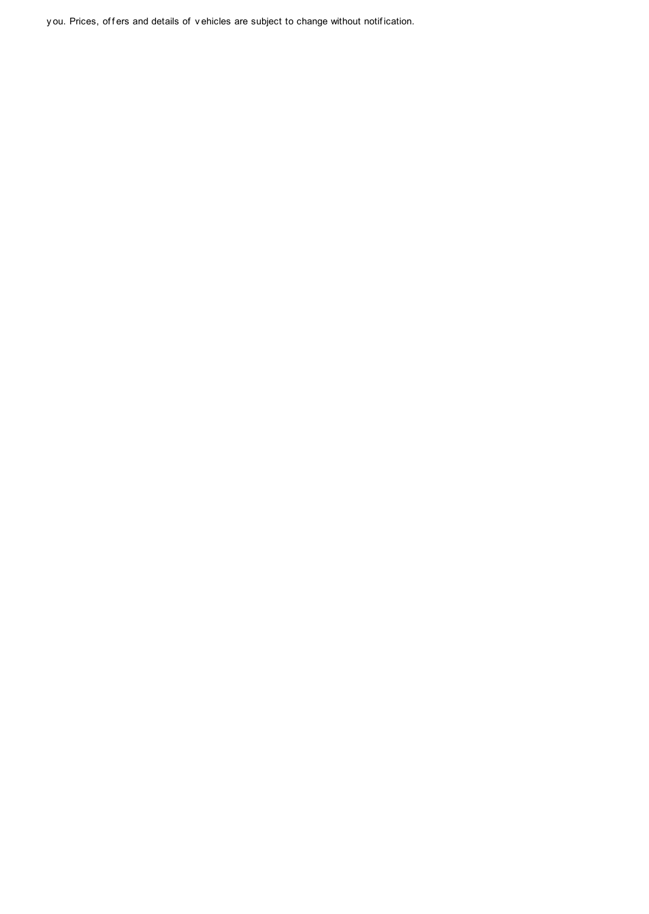you. Prices, offers and details of vehicles are subject to change without notification.